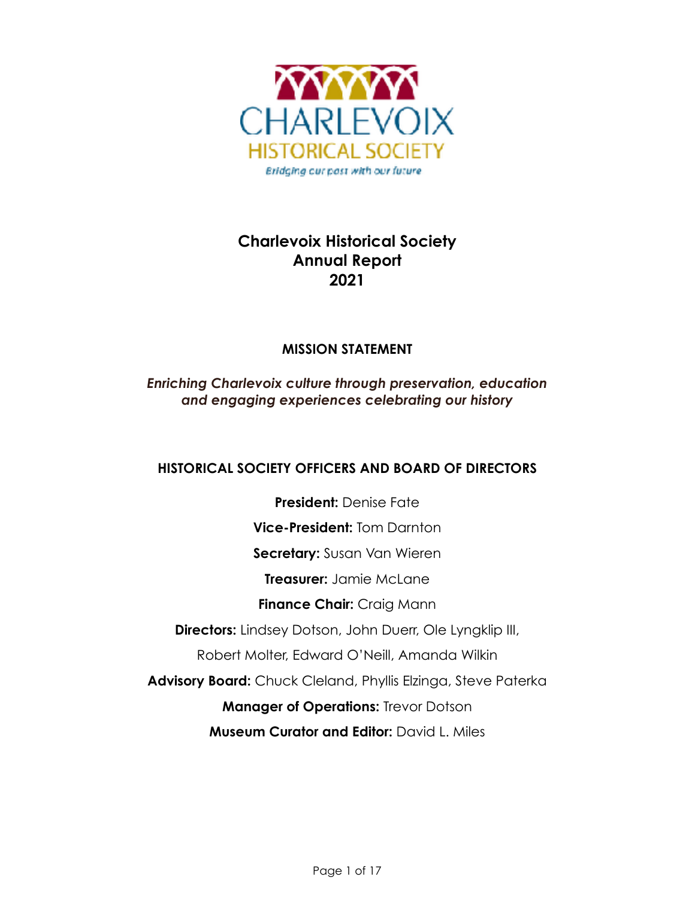CHARLEVOIX
HISTORICAL SOCIETY
*Bridging our past with our future*

# Charlevoix Historical Society Annual Report 2021

## MISSION STATEMENT

***Enriching Charlevoix culture through preservation, education and engaging experiences celebrating our history***

## HISTORICAL SOCIETY OFFICERS AND BOARD OF DIRECTORS

**President:** Denise Fate

**Vice-President:** Tom Darnton

**Secretary:** Susan Van Wieren

**Treasurer:** Jamie McLane

**Finance Chair:** Craig Mann

**Directors:** Lindsey Dotson, John Duerr, Ole Lyngklip III, Robert Molter, Edward O'Neill, Amanda Wilkin

**Advisory Board:** Chuck Cleland, Phyllis Elzinga, Steve Paterka

**Manager of Operations:** Trevor Dotson

**Museum Curator and Editor:** David L. Miles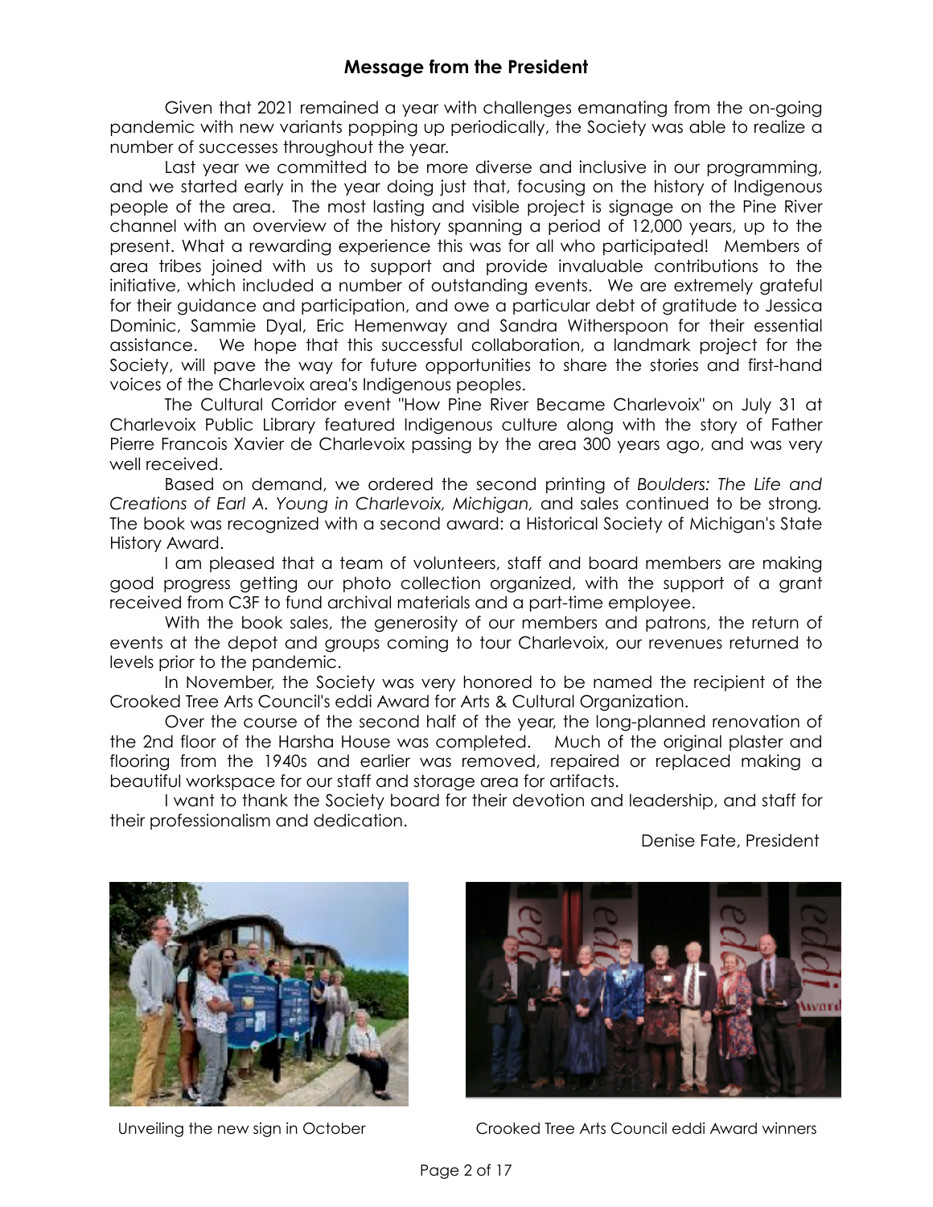## Message from the President

Given that 2021 remained a year with challenges emanating from the on-going pandemic with new variants popping up periodically, the Society was able to realize a number of successes throughout the year.

Last year we committed to be more diverse and inclusive in our programming, and we started early in the year doing just that, focusing on the history of Indigenous people of the area. The most lasting and visible project is signage on the Pine River channel with an overview of the history spanning a period of 12,000 years, up to the present. What a rewarding experience this was for all who participated! Members of area tribes joined with us to support and provide invaluable contributions to the initiative, which included a number of outstanding events. We are extremely grateful for their guidance and participation, and owe a particular debt of gratitude to Jessica Dominic, Sammie Dyal, Eric Hemenway and Sandra Witherspoon for their essential assistance. We hope that this successful collaboration, a landmark project for the Society, will pave the way for future opportunities to share the stories and first-hand voices of the Charlevoix area's Indigenous peoples.

The Cultural Corridor event "How Pine River Became Charlevoix" on July 31 at Charlevoix Public Library featured Indigenous culture along with the story of Father Pierre Francois Xavier de Charlevoix passing by the area 300 years ago, and was very well received.

Based on demand, we ordered the second printing of *Boulders: The Life and Creations of Earl A. Young in Charlevoix, Michigan,* and sales continued to be strong. The book was recognized with a second award: a Historical Society of Michigan's State History Award.

I am pleased that a team of volunteers, staff and board members are making good progress getting our photo collection organized, with the support of a grant received from C3F to fund archival materials and a part-time employee.

With the book sales, the generosity of our members and patrons, the return of events at the depot and groups coming to tour Charlevoix, our revenues returned to levels prior to the pandemic.

In November, the Society was very honored to be named the recipient of the Crooked Tree Arts Council's eddi Award for Arts & Cultural Organization.

Over the course of the second half of the year, the long-planned renovation of the 2nd floor of the Harsha House was completed. Much of the original plaster and flooring from the 1940s and earlier was removed, repaired or replaced making a beautiful workspace for our staff and storage area for artifacts.

I want to thank the Society board for their devotion and leadership, and staff for their professionalism and dedication.

Denise Fate, President

Unveiling the new sign in October

Crooked Tree Arts Council eddi Award winners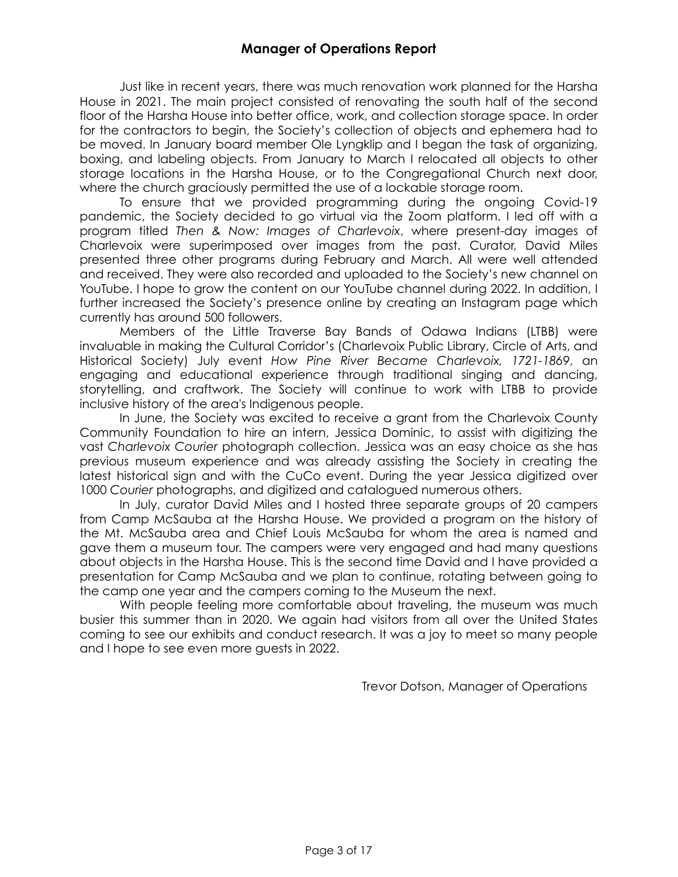## Manager of Operations Report

Just like in recent years, there was much renovation work planned for the Harsha House in 2021. The main project consisted of renovating the south half of the second floor of the Harsha House into better office, work, and collection storage space. In order for the contractors to begin, the Society's collection of objects and ephemera had to be moved. In January board member Ole Lyngklip and I began the task of organizing, boxing, and labeling objects. From January to March I relocated all objects to other storage locations in the Harsha House, or to the Congregational Church next door, where the church graciously permitted the use of a lockable storage room.

To ensure that we provided programming during the ongoing Covid-19 pandemic, the Society decided to go virtual via the Zoom platform. I led off with a program titled *Then & Now: Images of Charlevoix*, where present-day images of Charlevoix were superimposed over images from the past. Curator, David Miles presented three other programs during February and March. All were well attended and received. They were also recorded and uploaded to the Society's new channel on YouTube. I hope to grow the content on our YouTube channel during 2022. In addition, I further increased the Society's presence online by creating an Instagram page which currently has around 500 followers.

Members of the Little Traverse Bay Bands of Odawa Indians (LTBB) were invaluable in making the Cultural Corridor's (Charlevoix Public Library, Circle of Arts, and Historical Society) July event *How Pine River Became Charlevoix, 1721-1869*, an engaging and educational experience through traditional singing and dancing, storytelling, and craftwork. The Society will continue to work with LTBB to provide inclusive history of the area's Indigenous people.

In June, the Society was excited to receive a grant from the Charlevoix County Community Foundation to hire an intern, Jessica Dominic, to assist with digitizing the vast *Charlevoix Courier* photograph collection. Jessica was an easy choice as she has previous museum experience and was already assisting the Society in creating the latest historical sign and with the CuCo event. During the year Jessica digitized over 1000 *Courier* photographs, and digitized and catalogued numerous others.

In July, curator David Miles and I hosted three separate groups of 20 campers from Camp McSauba at the Harsha House. We provided a program on the history of the Mt. McSauba area and Chief Louis McSauba for whom the area is named and gave them a museum tour. The campers were very engaged and had many questions about objects in the Harsha House. This is the second time David and I have provided a presentation for Camp McSauba and we plan to continue, rotating between going to the camp one year and the campers coming to the Museum the next.

With people feeling more comfortable about traveling, the museum was much busier this summer than in 2020. We again had visitors from all over the United States coming to see our exhibits and conduct research. It was a joy to meet so many people and I hope to see even more guests in 2022.

Trevor Dotson, Manager of Operations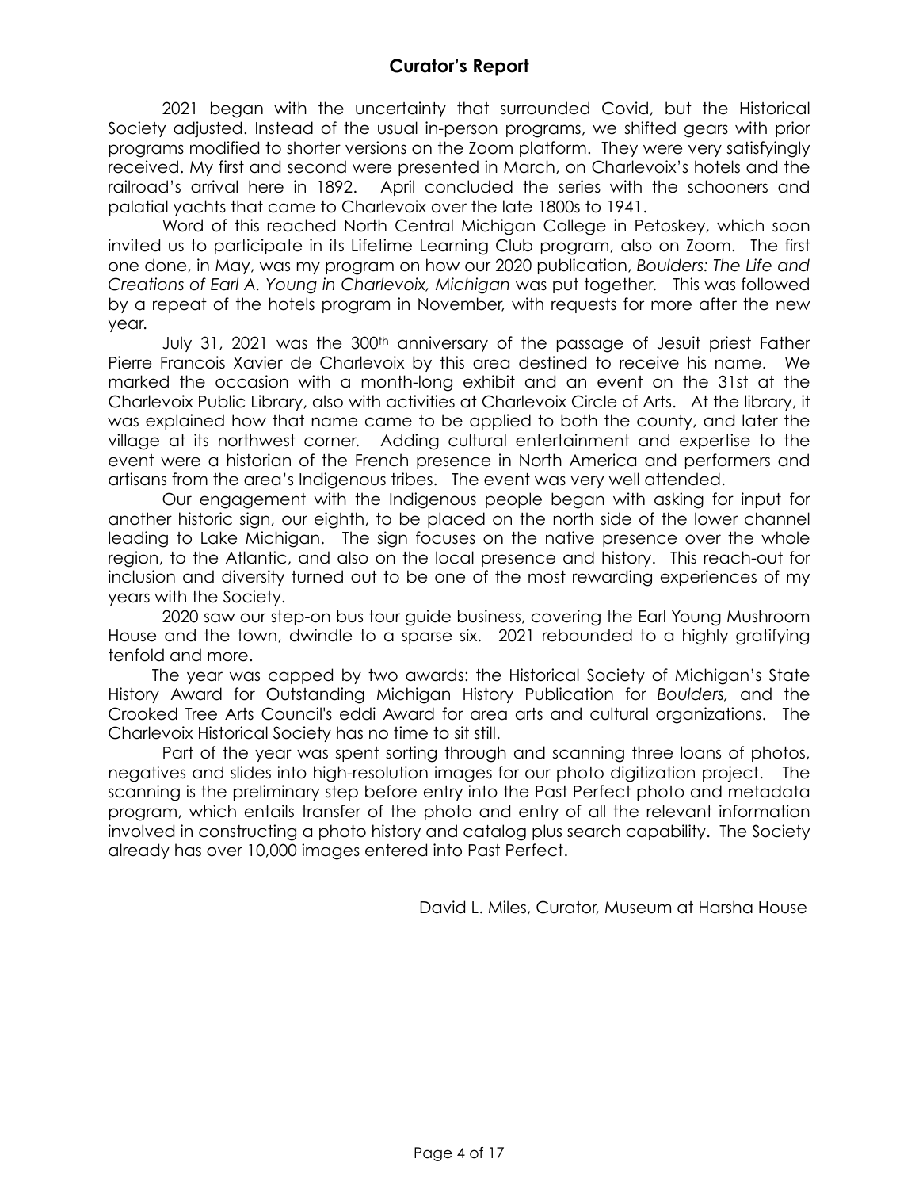## Curator's Report

2021 began with the uncertainty that surrounded Covid, but the Historical Society adjusted. Instead of the usual in-person programs, we shifted gears with prior programs modified to shorter versions on the Zoom platform. They were very satisfyingly received. My first and second were presented in March, on Charlevoix's hotels and the railroad's arrival here in 1892. April concluded the series with the schooners and palatial yachts that came to Charlevoix over the late 1800s to 1941.

Word of this reached North Central Michigan College in Petoskey, which soon invited us to participate in its Lifetime Learning Club program, also on Zoom. The first one done, in May, was my program on how our 2020 publication, *Boulders: The Life and Creations of Earl A. Young in Charlevoix, Michigan* was put together. This was followed by a repeat of the hotels program in November, with requests for more after the new year.

July 31, 2021 was the 300th anniversary of the passage of Jesuit priest Father Pierre Francois Xavier de Charlevoix by this area destined to receive his name. We marked the occasion with a month-long exhibit and an event on the 31st at the Charlevoix Public Library, also with activities at Charlevoix Circle of Arts. At the library, it was explained how that name came to be applied to both the county, and later the village at its northwest corner. Adding cultural entertainment and expertise to the event were a historian of the French presence in North America and performers and artisans from the area's Indigenous tribes. The event was very well attended.

Our engagement with the Indigenous people began with asking for input for another historic sign, our eighth, to be placed on the north side of the lower channel leading to Lake Michigan. The sign focuses on the native presence over the whole region, to the Atlantic, and also on the local presence and history. This reach-out for inclusion and diversity turned out to be one of the most rewarding experiences of my years with the Society.

2020 saw our step-on bus tour guide business, covering the Earl Young Mushroom House and the town, dwindle to a sparse six. 2021 rebounded to a highly gratifying tenfold and more.

The year was capped by two awards: the Historical Society of Michigan's State History Award for Outstanding Michigan History Publication for *Boulders,* and the Crooked Tree Arts Council's eddi Award for area arts and cultural organizations. The Charlevoix Historical Society has no time to sit still.

Part of the year was spent sorting through and scanning three loans of photos, negatives and slides into high-resolution images for our photo digitization project. The scanning is the preliminary step before entry into the Past Perfect photo and metadata program, which entails transfer of the photo and entry of all the relevant information involved in constructing a photo history and catalog plus search capability. The Society already has over 10,000 images entered into Past Perfect.

David L. Miles, Curator, Museum at Harsha House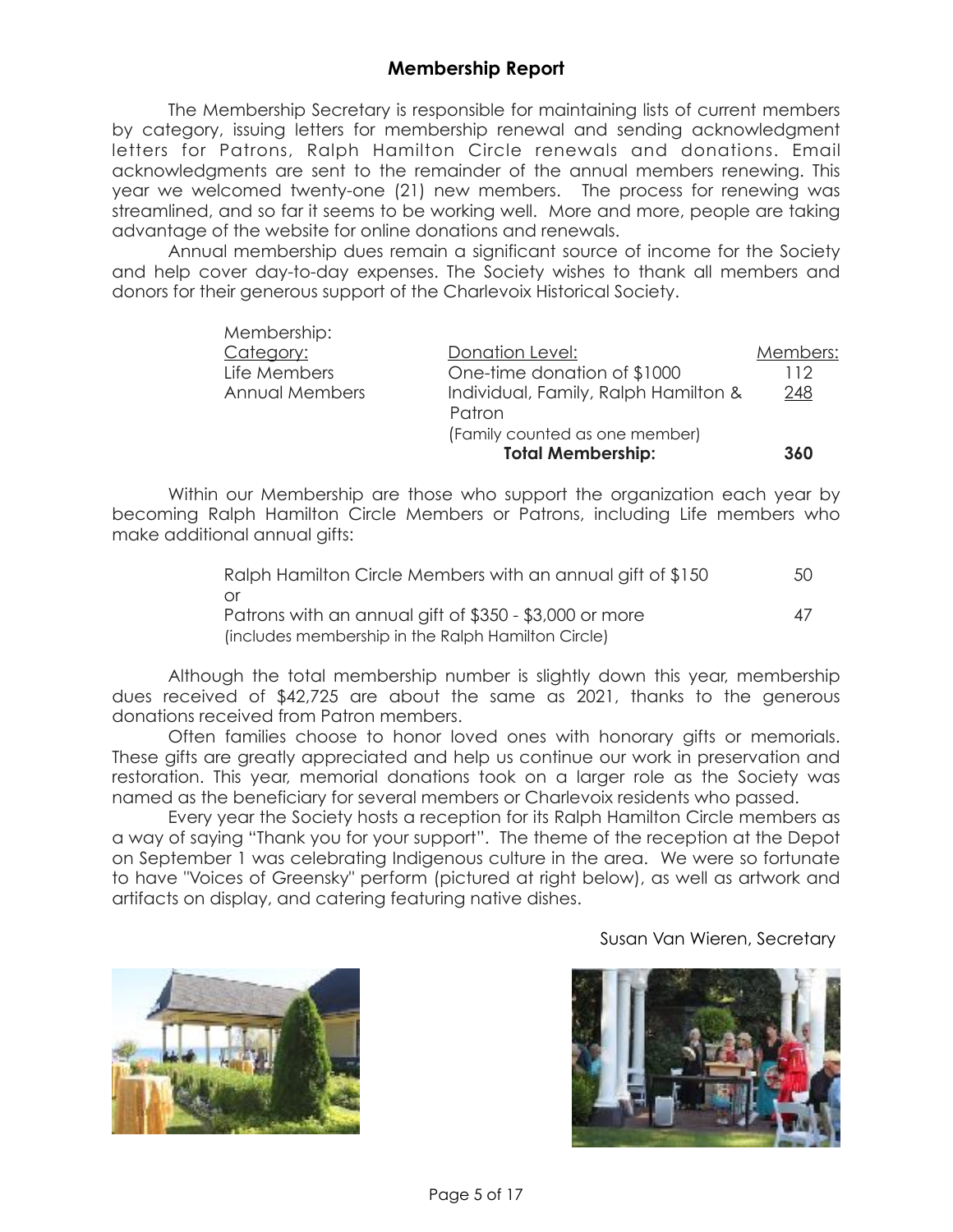## Membership Report

The Membership Secretary is responsible for maintaining lists of current members by category, issuing letters for membership renewal and sending acknowledgment letters for Patrons, Ralph Hamilton Circle renewals and donations. Email acknowledgments are sent to the remainder of the annual members renewing. This year we welcomed twenty-one (21) new members. The process for renewing was streamlined, and so far it seems to be working well. More and more, people are taking advantage of the website for online donations and renewals.

Annual membership dues remain a significant source of income for the Society and help cover day-to-day expenses. The Society wishes to thank all members and donors for their generous support of the Charlevoix Historical Society.

| Membership: Category: | Donation Level: | Members: |
|---|---|---|
| Life Members | One-time donation of $1000 | 112 |
| Annual Members | Individual, Family, Ralph Hamilton & Patron (Family counted as one member) | 248 |
| | **Total Membership:** | **360** |

Within our Membership are those who support the organization each year by becoming Ralph Hamilton Circle Members or Patrons, including Life members who make additional annual gifts:

| | |
|---|---|
| Ralph Hamilton Circle Members with an annual gift of $150 or | 50 |
| Patrons with an annual gift of $350 - $3,000 or more (includes membership in the Ralph Hamilton Circle) | 47 |

Although the total membership number is slightly down this year, membership dues received of $42,725 are about the same as 2021, thanks to the generous donations received from Patron members.

Often families choose to honor loved ones with honorary gifts or memorials. These gifts are greatly appreciated and help us continue our work in preservation and restoration. This year, memorial donations took on a larger role as the Society was named as the beneficiary for several members or Charlevoix residents who passed.

Every year the Society hosts a reception for its Ralph Hamilton Circle members as a way of saying "Thank you for your support". The theme of the reception at the Depot on September 1 was celebrating Indigenous culture in the area. We were so fortunate to have "Voices of Greensky" perform (pictured at right below), as well as artwork and artifacts on display, and catering featuring native dishes.

Susan Van Wieren, Secretary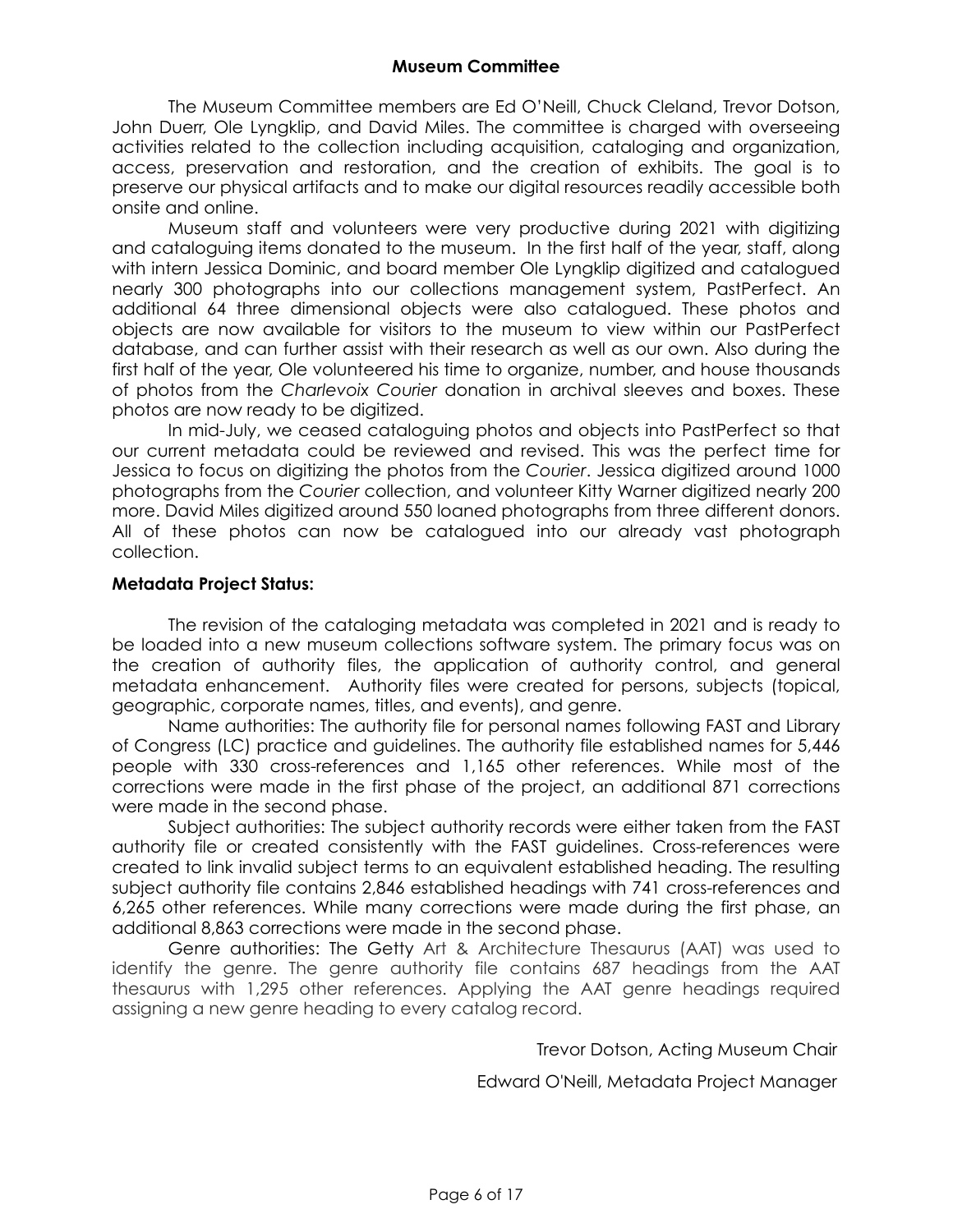## Museum Committee

The Museum Committee members are Ed O'Neill, Chuck Cleland, Trevor Dotson, John Duerr, Ole Lyngklip, and David Miles. The committee is charged with overseeing activities related to the collection including acquisition, cataloging and organization, access, preservation and restoration, and the creation of exhibits. The goal is to preserve our physical artifacts and to make our digital resources readily accessible both onsite and online.

Museum staff and volunteers were very productive during 2021 with digitizing and cataloguing items donated to the museum. In the first half of the year, staff, along with intern Jessica Dominic, and board member Ole Lyngklip digitized and catalogued nearly 300 photographs into our collections management system, PastPerfect. An additional 64 three dimensional objects were also catalogued. These photos and objects are now available for visitors to the museum to view within our PastPerfect database, and can further assist with their research as well as our own. Also during the first half of the year, Ole volunteered his time to organize, number, and house thousands of photos from the *Charlevoix Courier* donation in archival sleeves and boxes. These photos are now ready to be digitized.

In mid-July, we ceased cataloguing photos and objects into PastPerfect so that our current metadata could be reviewed and revised. This was the perfect time for Jessica to focus on digitizing the photos from the *Courier*. Jessica digitized around 1000 photographs from the *Courier* collection, and volunteer Kitty Warner digitized nearly 200 more. David Miles digitized around 550 loaned photographs from three different donors. All of these photos can now be catalogued into our already vast photograph collection.

### Metadata Project Status:

The revision of the cataloging metadata was completed in 2021 and is ready to be loaded into a new museum collections software system. The primary focus was on the creation of authority files, the application of authority control, and general metadata enhancement. Authority files were created for persons, subjects (topical, geographic, corporate names, titles, and events), and genre.

Name authorities: The authority file for personal names following FAST and Library of Congress (LC) practice and guidelines. The authority file established names for 5,446 people with 330 cross-references and 1,165 other references. While most of the corrections were made in the first phase of the project, an additional 871 corrections were made in the second phase.

Subject authorities: The subject authority records were either taken from the FAST authority file or created consistently with the FAST guidelines. Cross-references were created to link invalid subject terms to an equivalent established heading. The resulting subject authority file contains 2,846 established headings with 741 cross-references and 6,265 other references. While many corrections were made during the first phase, an additional 8,863 corrections were made in the second phase.

Genre authorities: The Getty Art & Architecture Thesaurus (AAT) was used to identify the genre. The genre authority file contains 687 headings from the AAT thesaurus with 1,295 other references. Applying the AAT genre headings required assigning a new genre heading to every catalog record.

Trevor Dotson, Acting Museum Chair

Edward O'Neill, Metadata Project Manager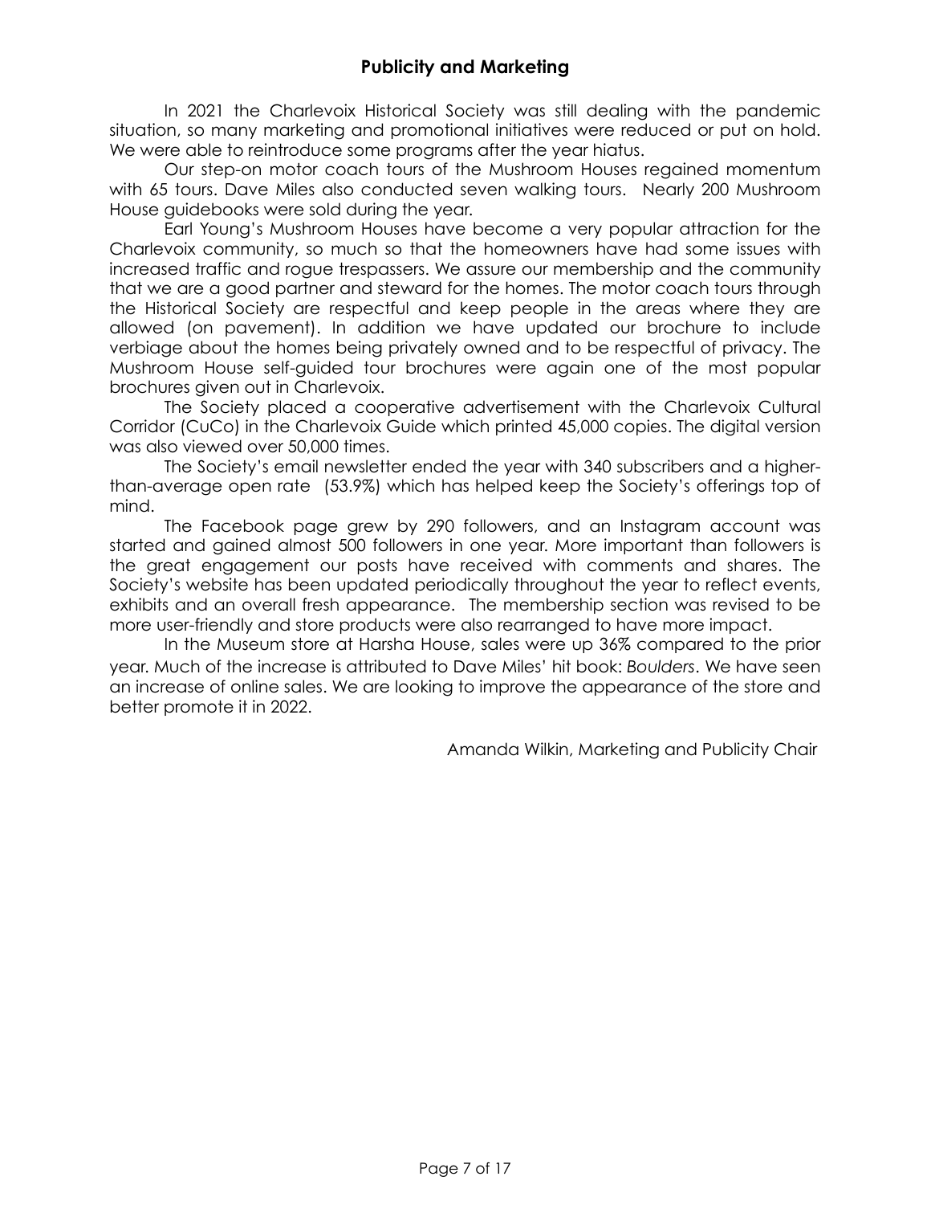## Publicity and Marketing

In 2021 the Charlevoix Historical Society was still dealing with the pandemic situation, so many marketing and promotional initiatives were reduced or put on hold. We were able to reintroduce some programs after the year hiatus.

Our step-on motor coach tours of the Mushroom Houses regained momentum with 65 tours. Dave Miles also conducted seven walking tours. Nearly 200 Mushroom House guidebooks were sold during the year.

Earl Young's Mushroom Houses have become a very popular attraction for the Charlevoix community, so much so that the homeowners have had some issues with increased traffic and rogue trespassers. We assure our membership and the community that we are a good partner and steward for the homes. The motor coach tours through the Historical Society are respectful and keep people in the areas where they are allowed (on pavement). In addition we have updated our brochure to include verbiage about the homes being privately owned and to be respectful of privacy. The Mushroom House self-guided tour brochures were again one of the most popular brochures given out in Charlevoix.

The Society placed a cooperative advertisement with the Charlevoix Cultural Corridor (CuCo) in the Charlevoix Guide which printed 45,000 copies. The digital version was also viewed over 50,000 times.

The Society's email newsletter ended the year with 340 subscribers and a higher-than-average open rate (53.9%) which has helped keep the Society's offerings top of mind.

The Facebook page grew by 290 followers, and an Instagram account was started and gained almost 500 followers in one year. More important than followers is the great engagement our posts have received with comments and shares. The Society's website has been updated periodically throughout the year to reflect events, exhibits and an overall fresh appearance. The membership section was revised to be more user-friendly and store products were also rearranged to have more impact.

In the Museum store at Harsha House, sales were up 36% compared to the prior year. Much of the increase is attributed to Dave Miles' hit book: *Boulders*. We have seen an increase of online sales. We are looking to improve the appearance of the store and better promote it in 2022.

Amanda Wilkin, Marketing and Publicity Chair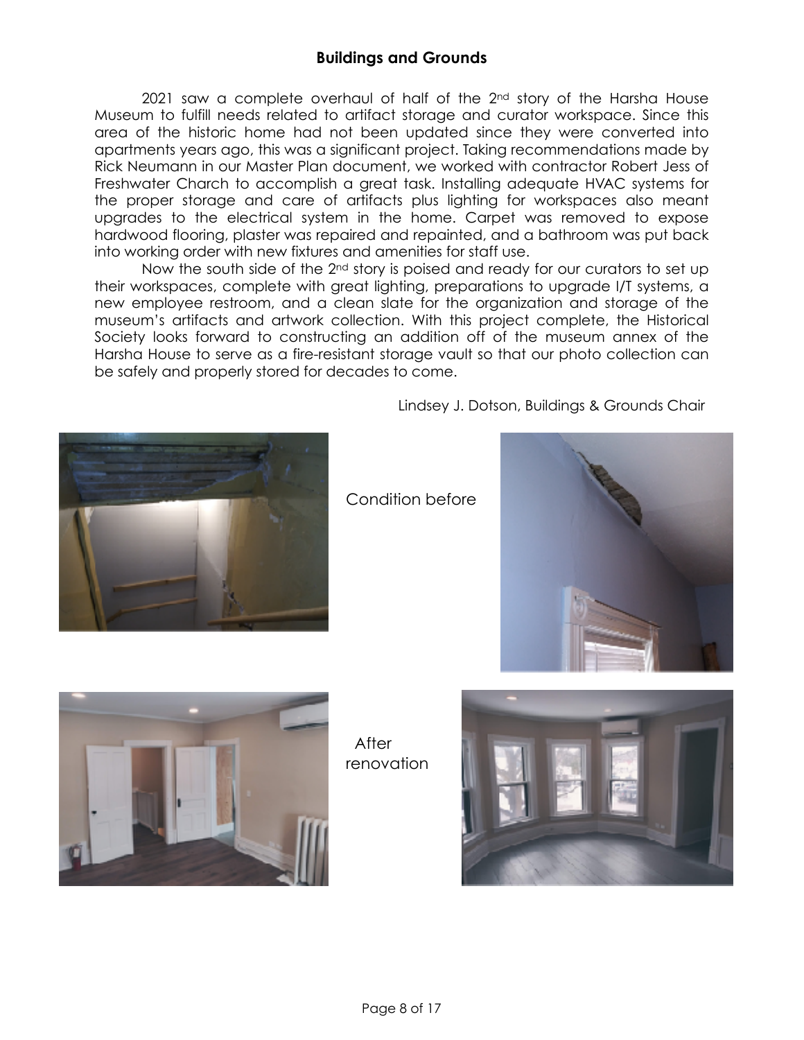## Buildings and Grounds

2021 saw a complete overhaul of half of the 2nd story of the Harsha House Museum to fulfill needs related to artifact storage and curator workspace. Since this area of the historic home had not been updated since they were converted into apartments years ago, this was a significant project. Taking recommendations made by Rick Neumann in our Master Plan document, we worked with contractor Robert Jess of Freshwater Church to accomplish a great task. Installing adequate HVAC systems for the proper storage and care of artifacts plus lighting for workspaces also meant upgrades to the electrical system in the home. Carpet was removed to expose hardwood flooring, plaster was repaired and repainted, and a bathroom was put back into working order with new fixtures and amenities for staff use.

Now the south side of the 2nd story is poised and ready for our curators to set up their workspaces, complete with great lighting, preparations to upgrade I/T systems, a new employee restroom, and a clean slate for the organization and storage of the museum's artifacts and artwork collection. With this project complete, the Historical Society looks forward to constructing an addition off of the museum annex of the Harsha House to serve as a fire-resistant storage vault so that our photo collection can be safely and properly stored for decades to come.

Lindsey J. Dotson, Buildings & Grounds Chair

Condition before

After renovation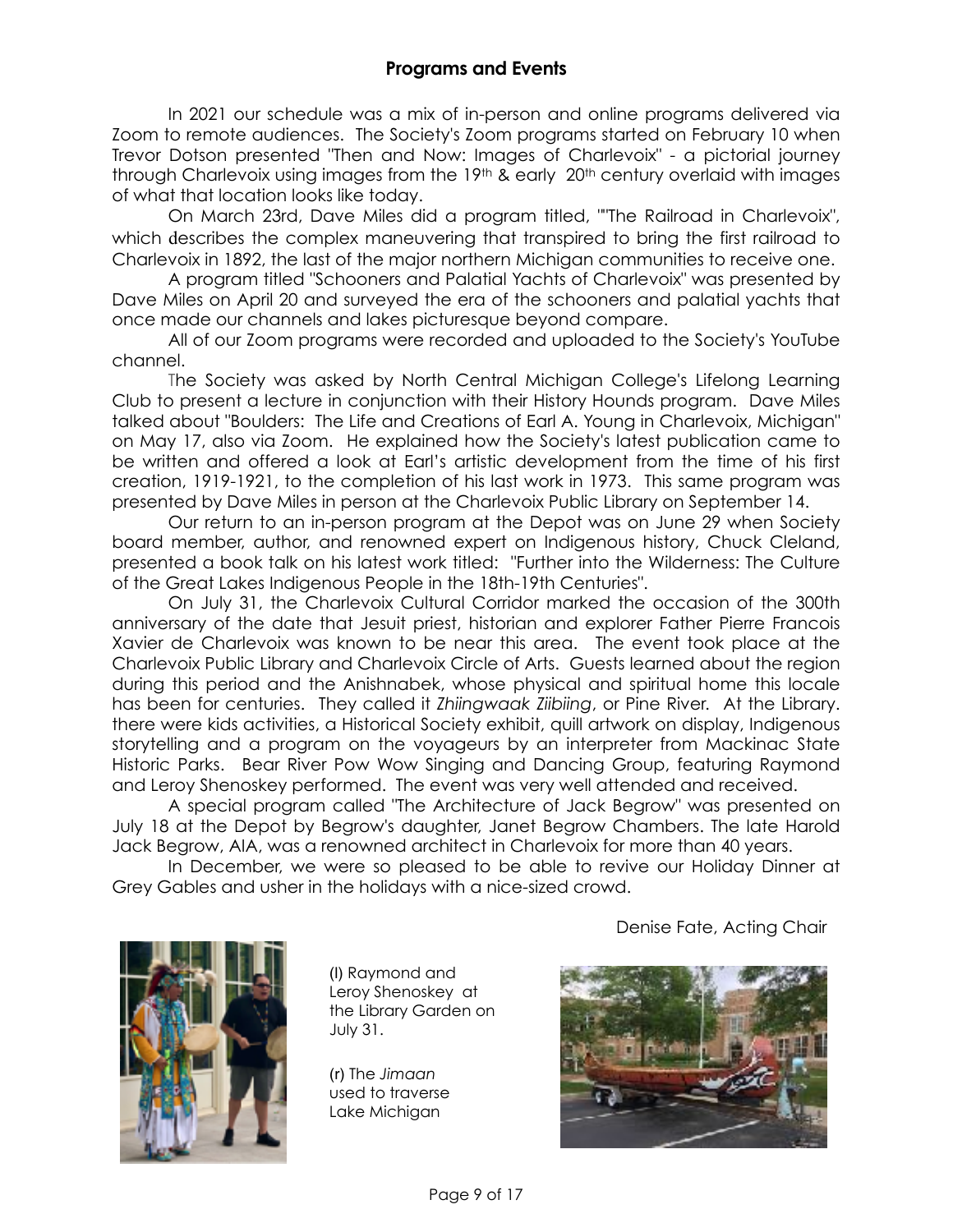## Programs and Events

In 2021 our schedule was a mix of in-person and online programs delivered via Zoom to remote audiences. The Society's Zoom programs started on February 10 when Trevor Dotson presented "Then and Now: Images of Charlevoix" - a pictorial journey through Charlevoix using images from the 19th & early 20th century overlaid with images of what that location looks like today.

On March 23rd, Dave Miles did a program titled, ""The Railroad in Charlevoix", which describes the complex maneuvering that transpired to bring the first railroad to Charlevoix in 1892, the last of the major northern Michigan communities to receive one.

A program titled "Schooners and Palatial Yachts of Charlevoix" was presented by Dave Miles on April 20 and surveyed the era of the schooners and palatial yachts that once made our channels and lakes picturesque beyond compare.

All of our Zoom programs were recorded and uploaded to the Society's YouTube channel.

The Society was asked by North Central Michigan College's Lifelong Learning Club to present a lecture in conjunction with their History Hounds program. Dave Miles talked about "Boulders: The Life and Creations of Earl A. Young in Charlevoix, Michigan" on May 17, also via Zoom. He explained how the Society's latest publication came to be written and offered a look at Earl's artistic development from the time of his first creation, 1919-1921, to the completion of his last work in 1973. This same program was presented by Dave Miles in person at the Charlevoix Public Library on September 14.

Our return to an in-person program at the Depot was on June 29 when Society board member, author, and renowned expert on Indigenous history, Chuck Cleland, presented a book talk on his latest work titled: "Further into the Wilderness: The Culture of the Great Lakes Indigenous People in the 18th-19th Centuries".

On July 31, the Charlevoix Cultural Corridor marked the occasion of the 300th anniversary of the date that Jesuit priest, historian and explorer Father Pierre Francois Xavier de Charlevoix was known to be near this area. The event took place at the Charlevoix Public Library and Charlevoix Circle of Arts. Guests learned about the region during this period and the Anishnabek, whose physical and spiritual home this locale has been for centuries. They called it *Zhiingwaak Ziibiing*, or Pine River. At the Library. there were kids activities, a Historical Society exhibit, quill artwork on display, Indigenous storytelling and a program on the voyageurs by an interpreter from Mackinac State Historic Parks. Bear River Pow Wow Singing and Dancing Group, featuring Raymond and Leroy Shenoskey performed. The event was very well attended and received.

A special program called "The Architecture of Jack Begrow" was presented on July 18 at the Depot by Begrow's daughter, Janet Begrow Chambers. The late Harold Jack Begrow, AIA, was a renowned architect in Charlevoix for more than 40 years.

In December, we were so pleased to be able to revive our Holiday Dinner at Grey Gables and usher in the holidays with a nice-sized crowd.

Denise Fate, Acting Chair

(l) Raymond and Leroy Shenoskey at the Library Garden on July 31.

(r) The *Jimaan* used to traverse Lake Michigan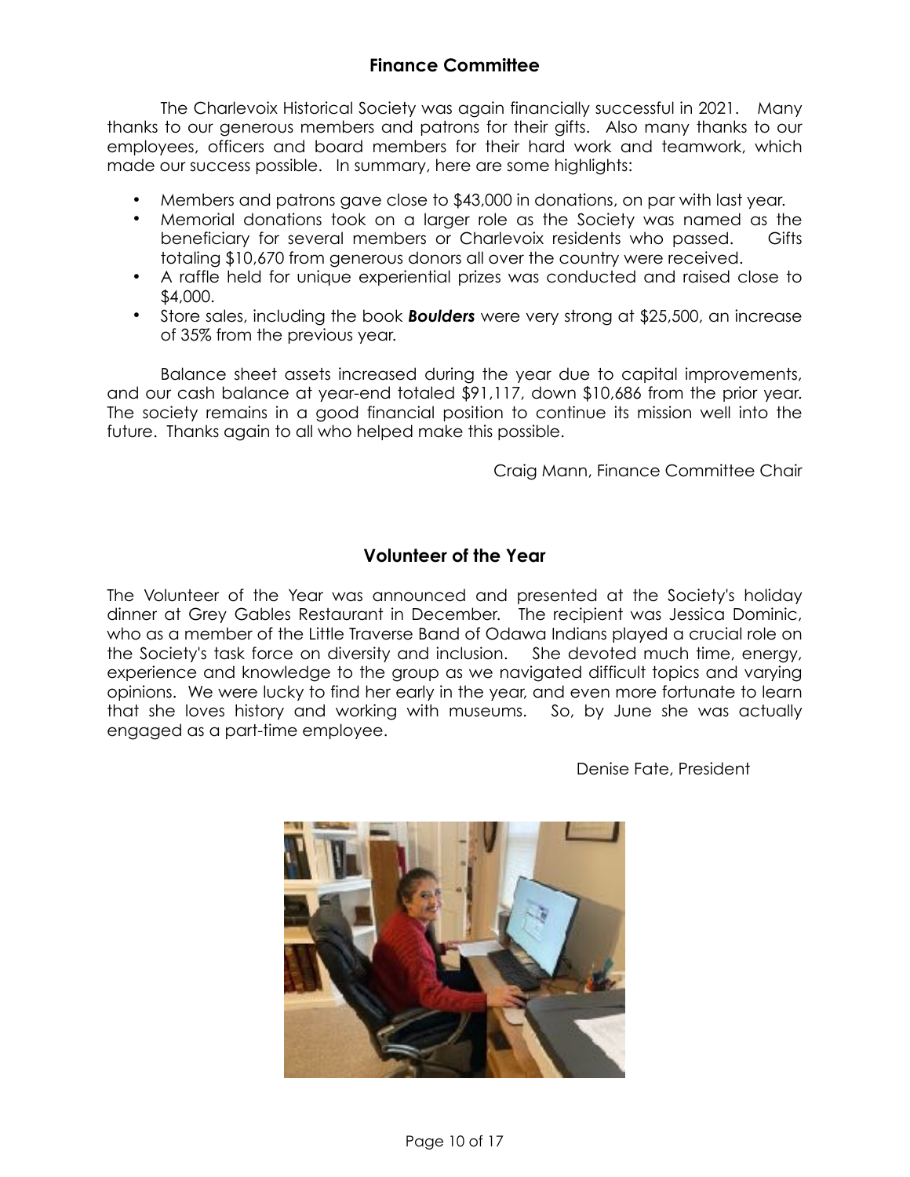## Finance Committee

The Charlevoix Historical Society was again financially successful in 2021. Many thanks to our generous members and patrons for their gifts. Also many thanks to our employees, officers and board members for their hard work and teamwork, which made our success possible. In summary, here are some highlights:

- Members and patrons gave close to $43,000 in donations, on par with last year.
- Memorial donations took on a larger role as the Society was named as the beneficiary for several members or Charlevoix residents who passed. Gifts totaling $10,670 from generous donors all over the country were received.
- A raffle held for unique experiential prizes was conducted and raised close to $4,000.
- Store sales, including the book ***Boulders*** were very strong at $25,500, an increase of 35% from the previous year.

Balance sheet assets increased during the year due to capital improvements, and our cash balance at year-end totaled $91,117, down $10,686 from the prior year. The society remains in a good financial position to continue its mission well into the future. Thanks again to all who helped make this possible.

Craig Mann, Finance Committee Chair

## Volunteer of the Year

The Volunteer of the Year was announced and presented at the Society's holiday dinner at Grey Gables Restaurant in December. The recipient was Jessica Dominic, who as a member of the Little Traverse Band of Odawa Indians played a crucial role on the Society's task force on diversity and inclusion. She devoted much time, energy, experience and knowledge to the group as we navigated difficult topics and varying opinions. We were lucky to find her early in the year, and even more fortunate to learn that she loves history and working with museums. So, by June she was actually engaged as a part-time employee.

Denise Fate, President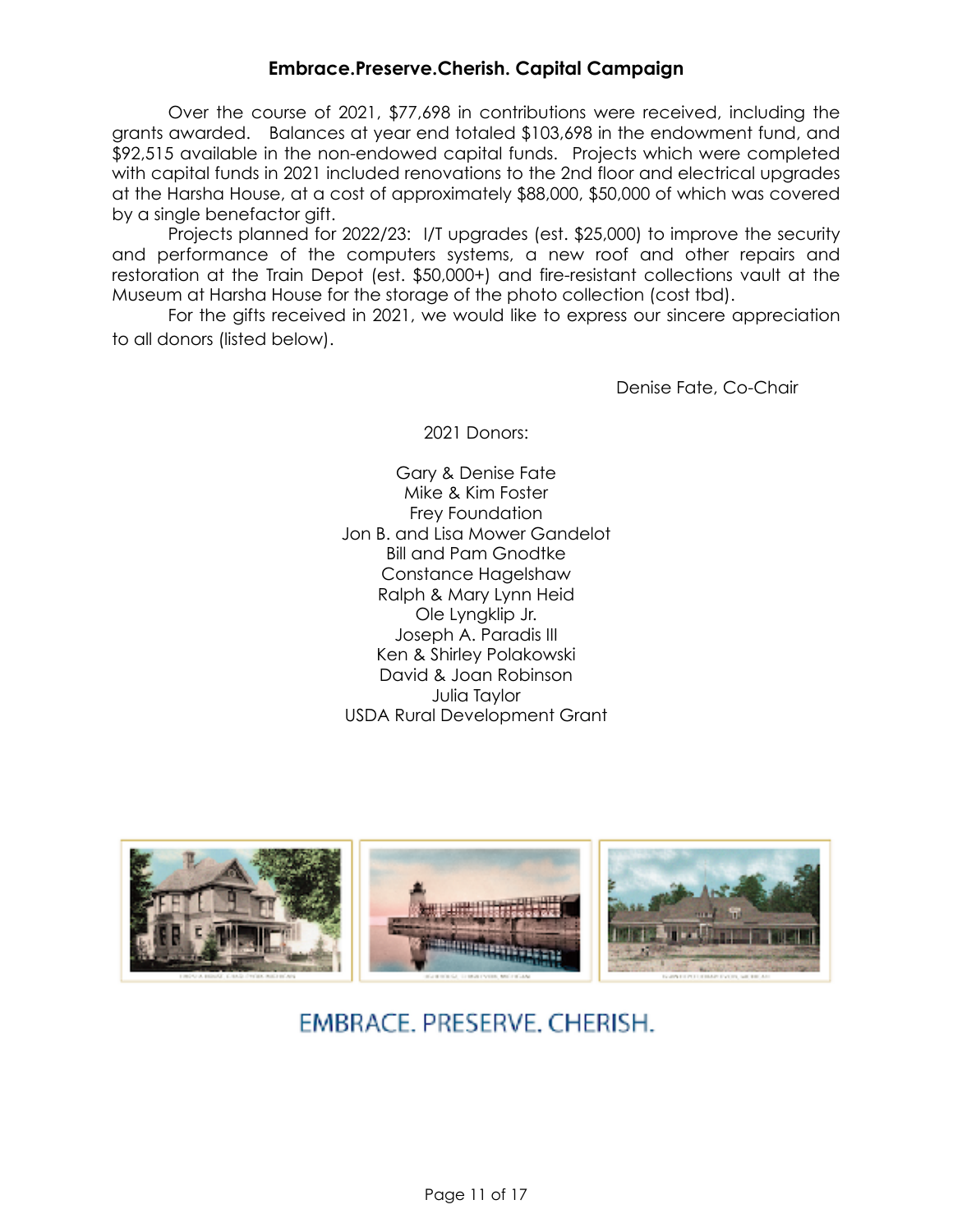## Embrace.Preserve.Cherish. Capital Campaign

Over the course of 2021, $77,698 in contributions were received, including the grants awarded. Balances at year end totaled $103,698 in the endowment fund, and $92,515 available in the non-endowed capital funds. Projects which were completed with capital funds in 2021 included renovations to the 2nd floor and electrical upgrades at the Harsha House, at a cost of approximately $88,000, $50,000 of which was covered by a single benefactor gift.

Projects planned for 2022/23: I/T upgrades (est. $25,000) to improve the security and performance of the computers systems, a new roof and other repairs and restoration at the Train Depot (est. $50,000+) and fire-resistant collections vault at the Museum at Harsha House for the storage of the photo collection (cost tbd).

For the gifts received in 2021, we would like to express our sincere appreciation to all donors (listed below).

Denise Fate, Co-Chair

2021 Donors:

Gary & Denise Fate
Mike & Kim Foster
Frey Foundation
Jon B. and Lisa Mower Gandelot
Bill and Pam Gnodtke
Constance Hagelshaw
Ralph & Mary Lynn Heid
Ole Lyngklip Jr.
Joseph A. Paradis III
Ken & Shirley Polakowski
David & Joan Robinson
Julia Taylor
USDA Rural Development Grant

EMBRACE. PRESERVE. CHERISH.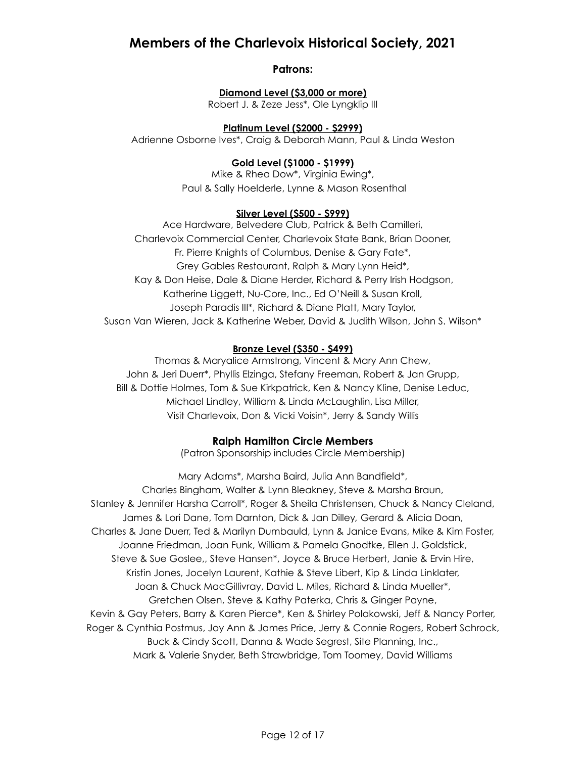# Members of the Charlevoix Historical Society, 2021

**Patrons:**

**Diamond Level ($3,000 or more)**

Robert J. & Zeze Jess*, Ole Lyngklip III

**Platinum Level ($2000 - $2999)**

Adrienne Osborne Ives*, Craig & Deborah Mann, Paul & Linda Weston

**Gold Level ($1000 - $1999)**

Mike & Rhea Dow*, Virginia Ewing*,
Paul & Sally Hoelderle, Lynne & Mason Rosenthal

**Silver Level ($500 - $999)**

Ace Hardware, Belvedere Club, Patrick & Beth Camilleri,
Charlevoix Commercial Center, Charlevoix State Bank, Brian Dooner,
Fr. Pierre Knights of Columbus, Denise & Gary Fate*,
Grey Gables Restaurant, Ralph & Mary Lynn Heid*,
Kay & Don Heise, Dale & Diane Herder, Richard & Perry Irish Hodgson,
Katherine Liggett, Nu-Core, Inc., Ed O'Neill & Susan Kroll,
Joseph Paradis III*, Richard & Diane Platt, Mary Taylor,
Susan Van Wieren, Jack & Katherine Weber, David & Judith Wilson, John S. Wilson*

**Bronze Level ($350 - $499)**

Thomas & Maryalice Armstrong, Vincent & Mary Ann Chew,
John & Jeri Duerr*, Phyllis Elzinga, Stefany Freeman, Robert & Jan Grupp,
Bill & Dottie Holmes, Tom & Sue Kirkpatrick, Ken & Nancy Kline, Denise Leduc,
Michael Lindley, William & Linda McLaughlin, Lisa Miller,
Visit Charlevoix, Don & Vicki Voisin*, Jerry & Sandy Willis

## Ralph Hamilton Circle Members

(Patron Sponsorship includes Circle Membership)

Mary Adams*, Marsha Baird, Julia Ann Bandfield*,
Charles Bingham, Walter & Lynn Bleakney, Steve & Marsha Braun,
Stanley & Jennifer Harsha Carroll*, Roger & Sheila Christensen, Chuck & Nancy Cleland,
James & Lori Dane, Tom Darnton, Dick & Jan Dilley, Gerard & Alicia Doan,
Charles & Jane Duerr, Ted & Marilyn Dumbauld, Lynn & Janice Evans, Mike & Kim Foster,
Joanne Friedman, Joan Funk, William & Pamela Gnodtke, Ellen J. Goldstick,
Steve & Sue Goslee,, Steve Hansen*, Joyce & Bruce Herbert, Janie & Ervin Hire,
Kristin Jones, Jocelyn Laurent, Kathie & Steve Libert, Kip & Linda Linklater,
Joan & Chuck MacGillivray, David L. Miles, Richard & Linda Mueller*,
Gretchen Olsen, Steve & Kathy Paterka, Chris & Ginger Payne,
Kevin & Gay Peters, Barry & Karen Pierce*, Ken & Shirley Polakowski, Jeff & Nancy Porter,
Roger & Cynthia Postmus, Joy Ann & James Price, Jerry & Connie Rogers, Robert Schrock,
Buck & Cindy Scott, Danna & Wade Segrest, Site Planning, Inc.,
Mark & Valerie Snyder, Beth Strawbridge, Tom Toomey, David Williams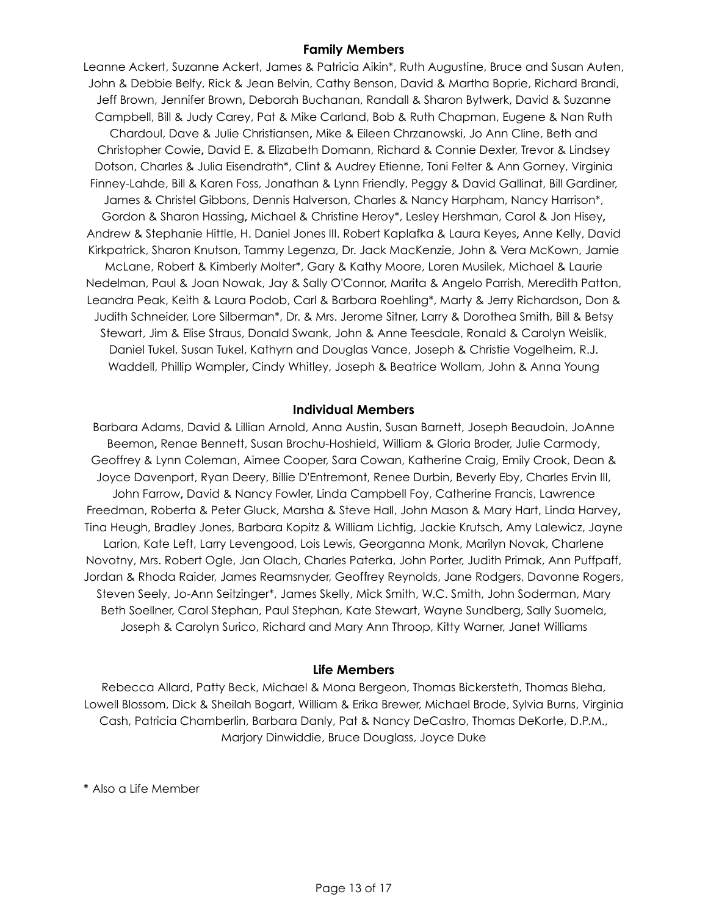## Family Members

Leanne Ackert, Suzanne Ackert, James & Patricia Aikin*, Ruth Augustine, Bruce and Susan Auten, John & Debbie Belfy, Rick & Jean Belvin, Cathy Benson, David & Martha Boprie, Richard Brandi, Jeff Brown, Jennifer Brown, Deborah Buchanan, Randall & Sharon Bytwerk, David & Suzanne Campbell, Bill & Judy Carey, Pat & Mike Carland, Bob & Ruth Chapman, Eugene & Nan Ruth Chardoul, Dave & Julie Christiansen, Mike & Eileen Chrzanowski, Jo Ann Cline, Beth and Christopher Cowie, David E. & Elizabeth Domann, Richard & Connie Dexter, Trevor & Lindsey Dotson, Charles & Julia Eisendrath*, Clint & Audrey Etienne, Toni Felter & Ann Gorney, Virginia Finney-Lahde, Bill & Karen Foss, Jonathan & Lynn Friendly, Peggy & David Gallinat, Bill Gardiner, James & Christel Gibbons, Dennis Halverson, Charles & Nancy Harpham, Nancy Harrison*, Gordon & Sharon Hassing, Michael & Christine Heroy*, Lesley Hershman, Carol & Jon Hisey, Andrew & Stephanie Hittle, H. Daniel Jones III. Robert Kaplafka & Laura Keyes, Anne Kelly, David Kirkpatrick, Sharon Knutson, Tammy Legenza, Dr. Jack MacKenzie, John & Vera McKown, Jamie McLane, Robert & Kimberly Molter*, Gary & Kathy Moore, Loren Musilek, Michael & Laurie Nedelman, Paul & Joan Nowak, Jay & Sally O'Connor, Marita & Angelo Parrish, Meredith Patton, Leandra Peak, Keith & Laura Podob, Carl & Barbara Roehling*, Marty & Jerry Richardson, Don & Judith Schneider, Lore Silberman*, Dr. & Mrs. Jerome Sitner, Larry & Dorothea Smith, Bill & Betsy Stewart, Jim & Elise Straus, Donald Swank, John & Anne Teesdale, Ronald & Carolyn Weislik, Daniel Tukel, Susan Tukel, Kathyrn and Douglas Vance, Joseph & Christie Vogelheim, R.J. Waddell, Phillip Wampler, Cindy Whitley, Joseph & Beatrice Wollam, John & Anna Young

## Individual Members

Barbara Adams, David & Lillian Arnold, Anna Austin, Susan Barnett, Joseph Beaudoin, JoAnne Beemon, Renae Bennett, Susan Brochu-Hoshield, William & Gloria Broder, Julie Carmody, Geoffrey & Lynn Coleman, Aimee Cooper, Sara Cowan, Katherine Craig, Emily Crook, Dean & Joyce Davenport, Ryan Deery, Billie D'Entremont, Renee Durbin, Beverly Eby, Charles Ervin III, John Farrow, David & Nancy Fowler, Linda Campbell Foy, Catherine Francis, Lawrence Freedman, Roberta & Peter Gluck, Marsha & Steve Hall, John Mason & Mary Hart, Linda Harvey, Tina Heugh, Bradley Jones, Barbara Kopitz & William Lichtig, Jackie Krutsch, Amy Lalewicz, Jayne Larion, Kate Left, Larry Levengood, Lois Lewis, Georganna Monk, Marilyn Novak, Charlene Novotny, Mrs. Robert Ogle, Jan Olach, Charles Paterka, John Porter, Judith Primak, Ann Puffpaff, Jordan & Rhoda Raider, James Reamsnyder, Geoffrey Reynolds, Jane Rodgers, Davonne Rogers, Steven Seely, Jo-Ann Seitzinger*, James Skelly, Mick Smith, W.C. Smith, John Soderman, Mary Beth Soellner, Carol Stephan, Paul Stephan, Kate Stewart, Wayne Sundberg, Sally Suomela, Joseph & Carolyn Surico, Richard and Mary Ann Throop, Kitty Warner, Janet Williams

## Life Members

Rebecca Allard, Patty Beck, Michael & Mona Bergeon, Thomas Bickersteth, Thomas Bleha, Lowell Blossom, Dick & Sheilah Bogart, William & Erika Brewer, Michael Brode, Sylvia Burns, Virginia Cash, Patricia Chamberlin, Barbara Danly, Pat & Nancy DeCastro, Thomas DeKorte, D.P.M., Marjory Dinwiddie, Bruce Douglass, Joyce Duke

\* Also a Life Member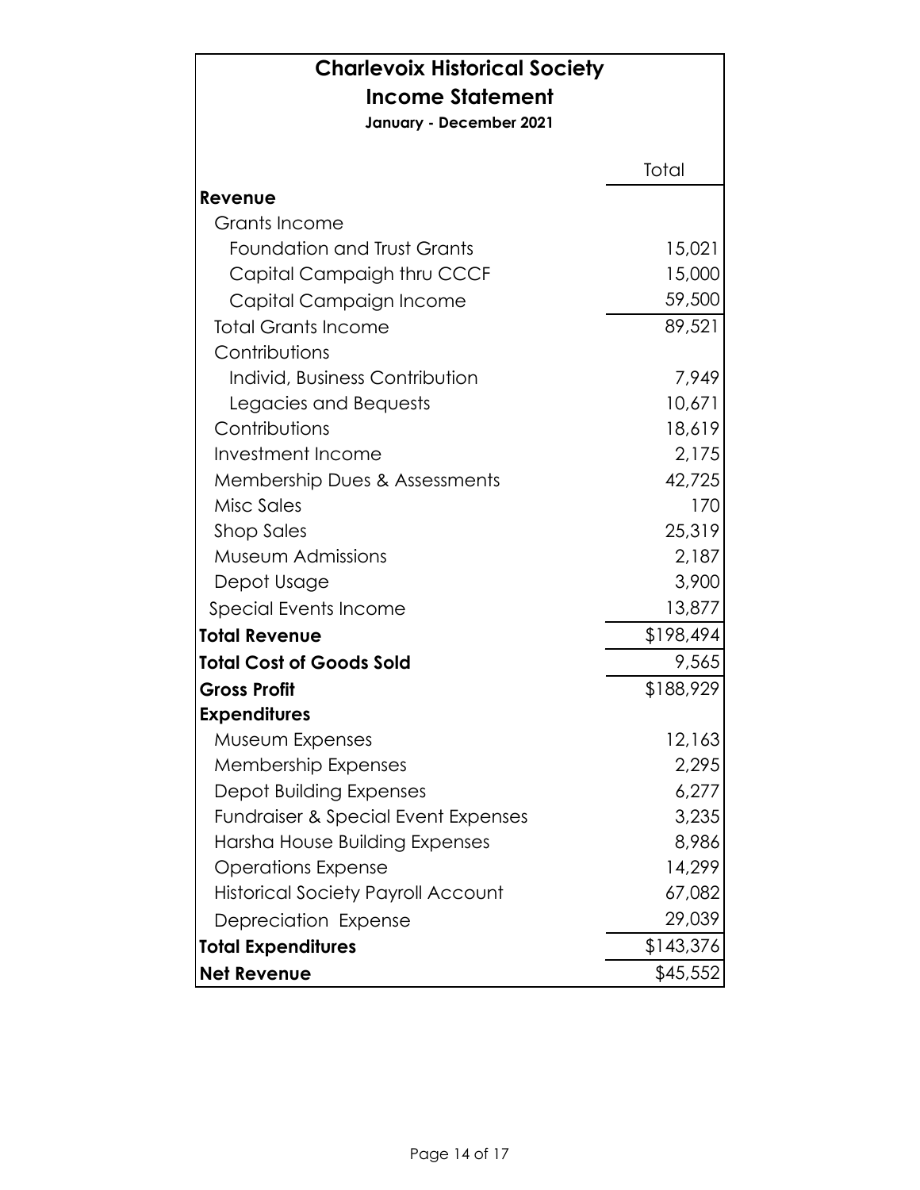# Charlevoix Historical Society

## Income Statement

**January - December 2021**

| | Total |
|---|---|
| **Revenue** | |
| Grants Income | |
| Foundation and Trust Grants | 15,021 |
| Capital Campaigh thru CCCF | 15,000 |
| Capital Campaign Income | 59,500 |
| Total Grants Income | 89,521 |
| Contributions | |
| Individ, Business Contribution | 7,949 |
| Legacies and Bequests | 10,671 |
| Contributions | 18,619 |
| Investment Income | 2,175 |
| Membership Dues & Assessments | 42,725 |
| Misc Sales | 170 |
| Shop Sales | 25,319 |
| Museum Admissions | 2,187 |
| Depot Usage | 3,900 |
| Special Events Income | 13,877 |
| **Total Revenue** | $198,494 |
| **Total Cost of Goods Sold** | 9,565 |
| **Gross Profit** | $188,929 |
| **Expenditures** | |
| Museum Expenses | 12,163 |
| Membership Expenses | 2,295 |
| Depot Building Expenses | 6,277 |
| Fundraiser & Special Event Expenses | 3,235 |
| Harsha House Building Expenses | 8,986 |
| Operations Expense | 14,299 |
| Historical Society Payroll Account | 67,082 |
| Depreciation Expense | 29,039 |
| **Total Expenditures** | $143,376 |
| **Net Revenue** | $45,552 |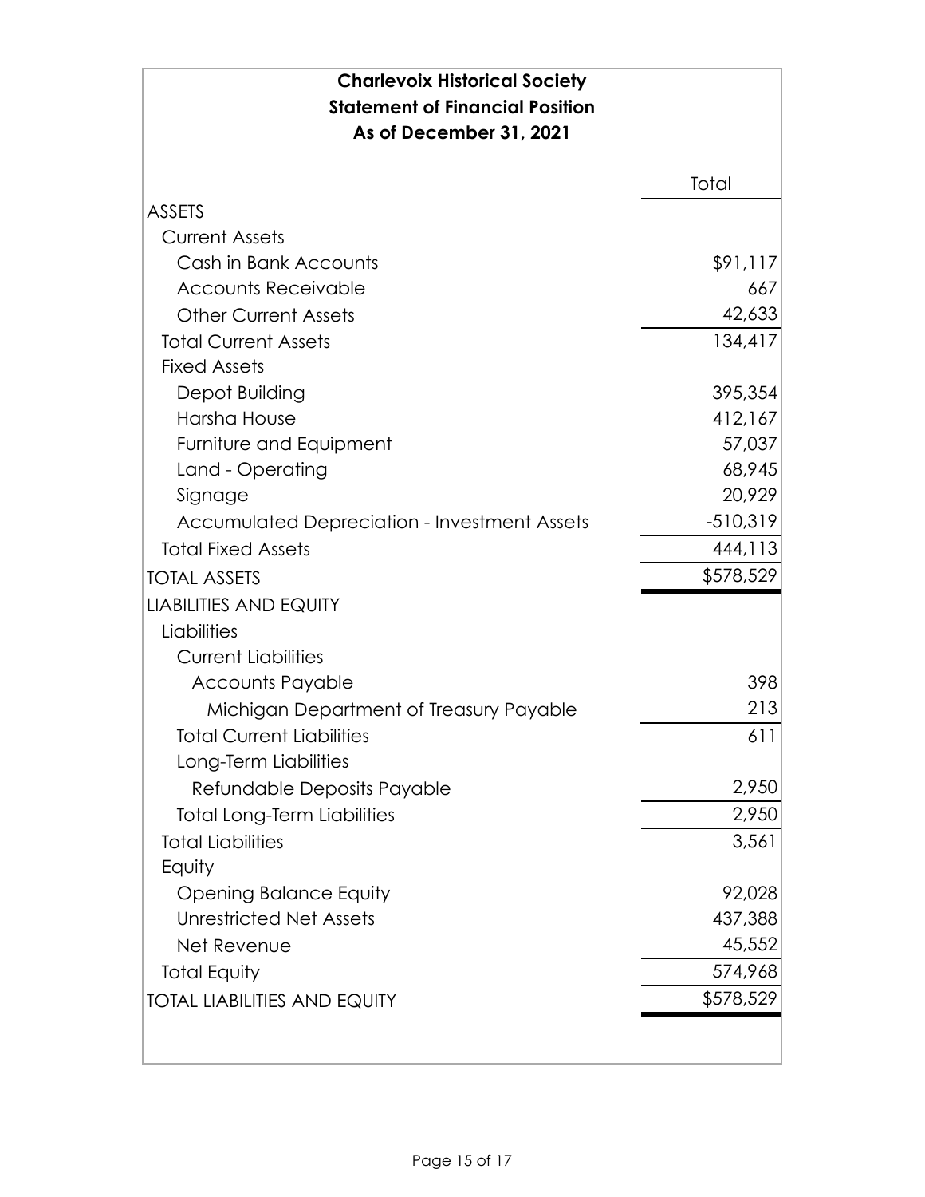**Charlevoix Historical Society**
**Statement of Financial Position**
**As of December 31, 2021**

| | Total |
|---|---|
| ASSETS | |
| Current Assets | |
| Cash in Bank Accounts | $91,117 |
| Accounts Receivable | 667 |
| Other Current Assets | 42,633 |
| Total Current Assets | 134,417 |
| Fixed Assets | |
| Depot Building | 395,354 |
| Harsha House | 412,167 |
| Furniture and Equipment | 57,037 |
| Land - Operating | 68,945 |
| Signage | 20,929 |
| Accumulated Depreciation - Investment Assets | -510,319 |
| Total Fixed Assets | 444,113 |
| TOTAL ASSETS | $578,529 |
| LIABILITIES AND EQUITY | |
| Liabilities | |
| Current Liabilities | |
| Accounts Payable | 398 |
| Michigan Department of Treasury Payable | 213 |
| Total Current Liabilities | 611 |
| Long-Term Liabilities | |
| Refundable Deposits Payable | 2,950 |
| Total Long-Term Liabilities | 2,950 |
| Total Liabilities | 3,561 |
| Equity | |
| Opening Balance Equity | 92,028 |
| Unrestricted Net Assets | 437,388 |
| Net Revenue | 45,552 |
| Total Equity | 574,968 |
| TOTAL LIABILITIES AND EQUITY | $578,529 |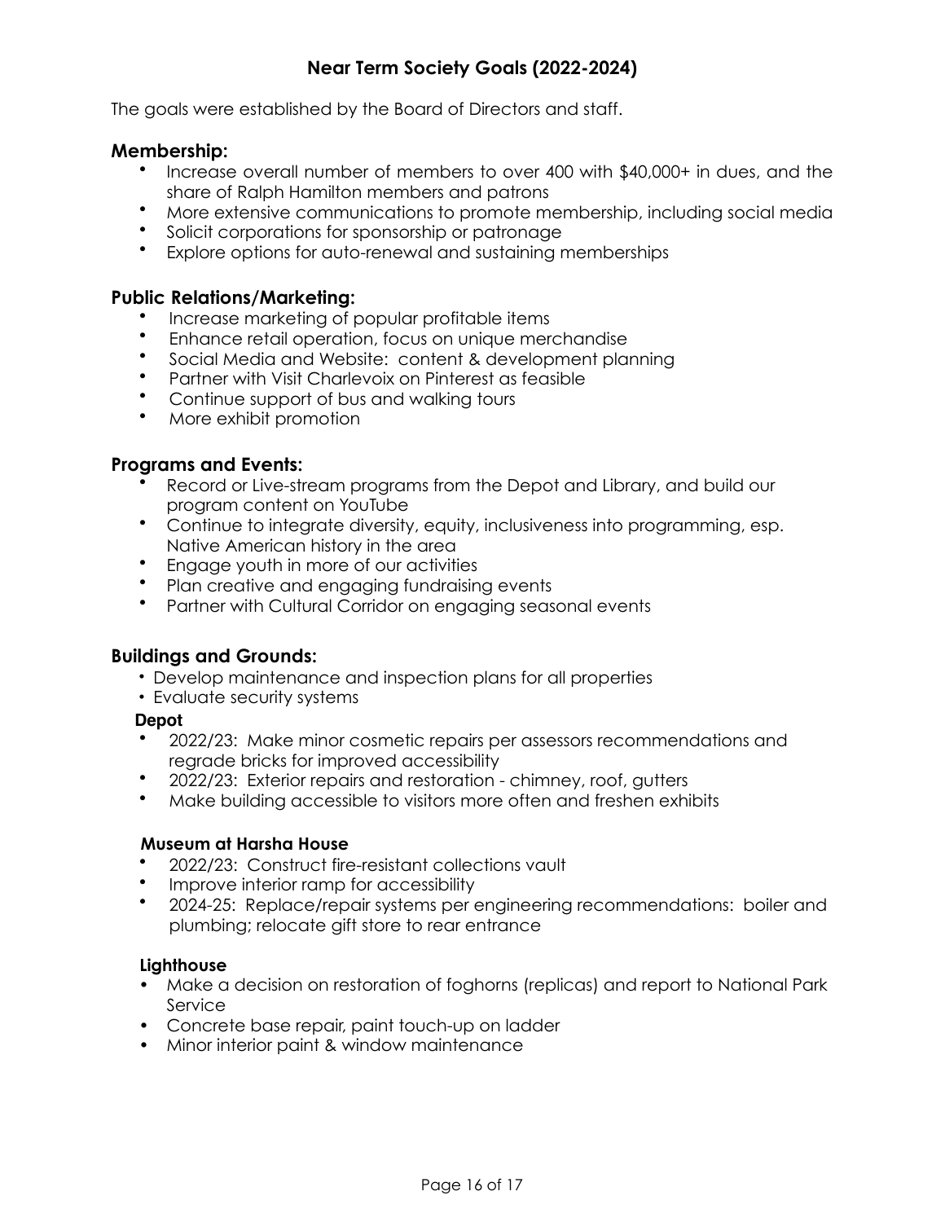# Near Term Society Goals (2022-2024)

The goals were established by the Board of Directors and staff.

## Membership:

- Increase overall number of members to over 400 with $40,000+ in dues, and the share of Ralph Hamilton members and patrons
- More extensive communications to promote membership, including social media
- Solicit corporations for sponsorship or patronage
- Explore options for auto-renewal and sustaining memberships

## Public Relations/Marketing:

- Increase marketing of popular profitable items
- Enhance retail operation, focus on unique merchandise
- Social Media and Website: content & development planning
- Partner with Visit Charlevoix on Pinterest as feasible
- Continue support of bus and walking tours
- More exhibit promotion

## Programs and Events:

- Record or Live-stream programs from the Depot and Library, and build our program content on YouTube
- Continue to integrate diversity, equity, inclusiveness into programming, esp. Native American history in the area
- Engage youth in more of our activities
- Plan creative and engaging fundraising events
- Partner with Cultural Corridor on engaging seasonal events

## Buildings and Grounds:

- Develop maintenance and inspection plans for all properties
- Evaluate security systems

### Depot

- 2022/23: Make minor cosmetic repairs per assessors recommendations and regrade bricks for improved accessibility
- 2022/23: Exterior repairs and restoration - chimney, roof, gutters
- Make building accessible to visitors more often and freshen exhibits

### Museum at Harsha House

- 2022/23: Construct fire-resistant collections vault
- Improve interior ramp for accessibility
- 2024-25: Replace/repair systems per engineering recommendations: boiler and plumbing; relocate gift store to rear entrance

### Lighthouse

- Make a decision on restoration of foghorns (replicas) and report to National Park Service
- Concrete base repair, paint touch-up on ladder
- Minor interior paint & window maintenance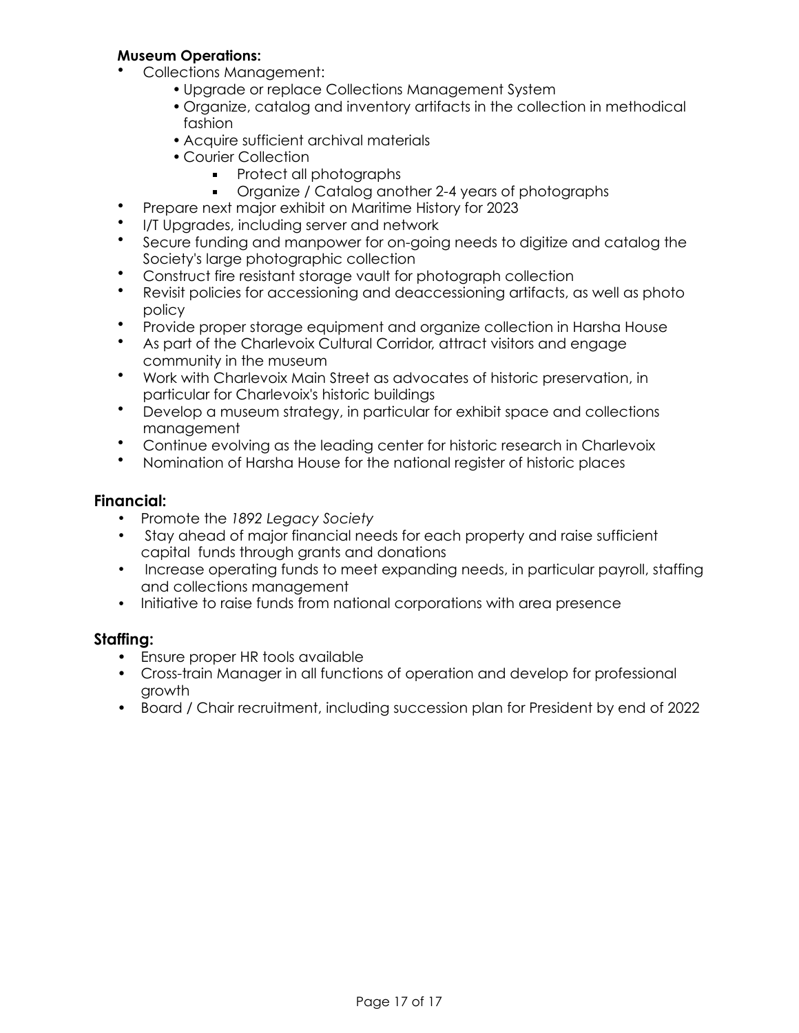**Museum Operations:**

- Collections Management:
  - Upgrade or replace Collections Management System
  - Organize, catalog and inventory artifacts in the collection in methodical fashion
  - Acquire sufficient archival materials
  - Courier Collection
    - Protect all photographs
    - Organize / Catalog another 2-4 years of photographs
- Prepare next major exhibit on Maritime History for 2023
- I/T Upgrades, including server and network
- Secure funding and manpower for on-going needs to digitize and catalog the Society's large photographic collection
- Construct fire resistant storage vault for photograph collection
- Revisit policies for accessioning and deaccessioning artifacts, as well as photo policy
- Provide proper storage equipment and organize collection in Harsha House
- As part of the Charlevoix Cultural Corridor, attract visitors and engage community in the museum
- Work with Charlevoix Main Street as advocates of historic preservation, in particular for Charlevoix's historic buildings
- Develop a museum strategy, in particular for exhibit space and collections management
- Continue evolving as the leading center for historic research in Charlevoix
- Nomination of Harsha House for the national register of historic places

## Financial:

- Promote the *1892 Legacy Society*
- Stay ahead of major financial needs for each property and raise sufficient capital funds through grants and donations
- Increase operating funds to meet expanding needs, in particular payroll, staffing and collections management
- Initiative to raise funds from national corporations with area presence

## Staffing:

- Ensure proper HR tools available
- Cross-train Manager in all functions of operation and develop for professional growth
- Board / Chair recruitment, including succession plan for President by end of 2022